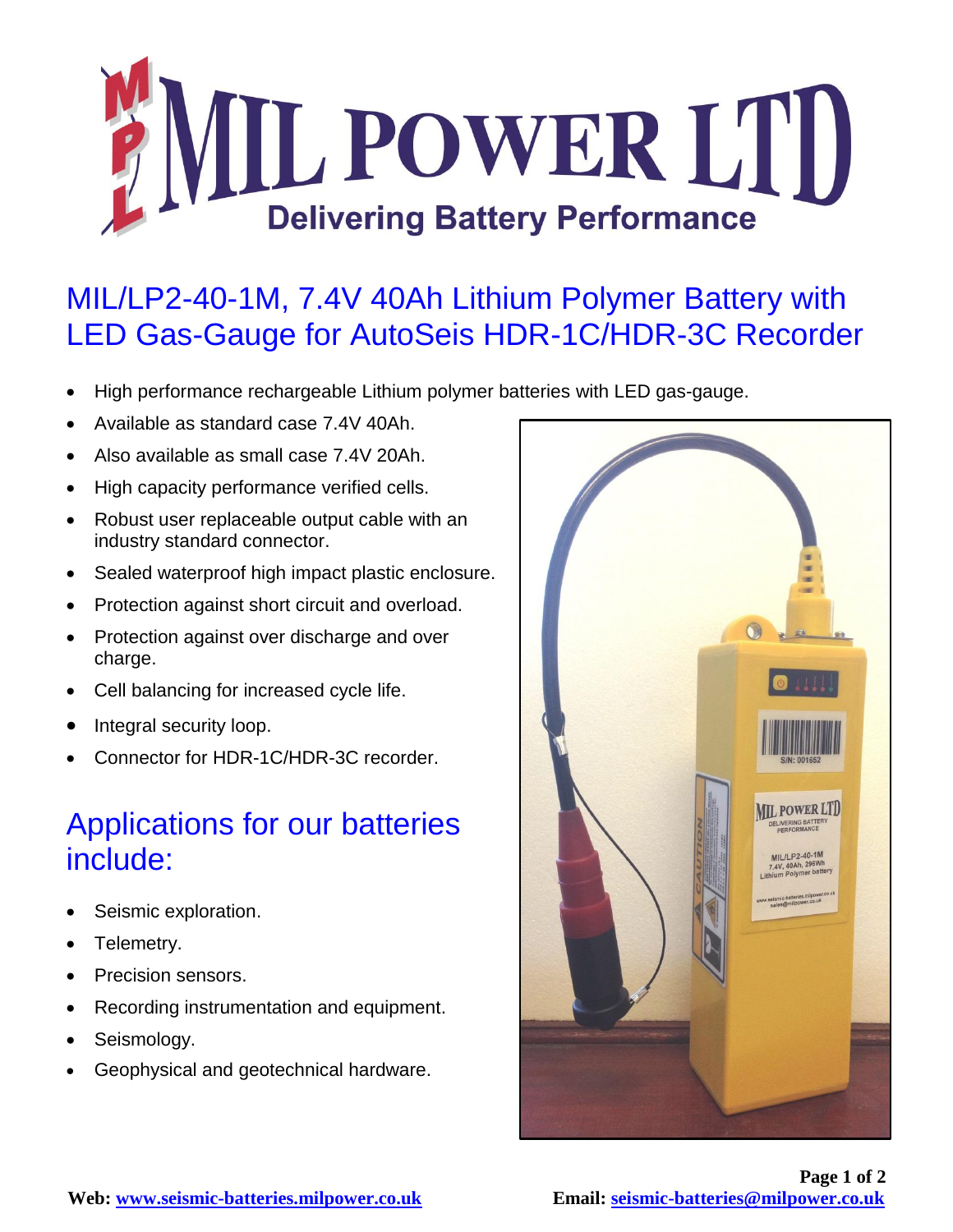# MIL POWER LTD

**Delivering Battery Performance**

## MIL/LP2-40-1M, 7.4V 40Ah Lithium Polymer Battery with LED Gas-Gauge for AutoSeis HDR-1C/HDR-3C Recorder

- High performance rechargeable Lithium polymer batteries with LED gas-gauge.
- Available as standard case 7.4V 40Ah.
- Also available as small case 7.4V 20Ah.
- High capacity performance verified cells.
- Robust user replaceable output cable with an industry standard connector.
- Sealed waterproof high impact plastic enclosure.
- Protection against short circuit and overload.
- Protection against over discharge and over charge.
- Cell balancing for increased cycle life.
- Integral security loop.
- Connector for HDR-1C/HDR-3C recorder.

## Applications for our batteries include:

- Seismic exploration.
- Telemetry.
- Precision sensors.
- Recording instrumentation and equipment.
- Seismology.
- Geophysical and geotechnical hardware.

**Web:** [www.seismic-batteries.milpower.co.uk](http://www.seismic-batteries.milpower.co.uk) **Email:** [seismic-batteries@milpower.co.uk](mailto:seismic-batteries@milpower.co.uk)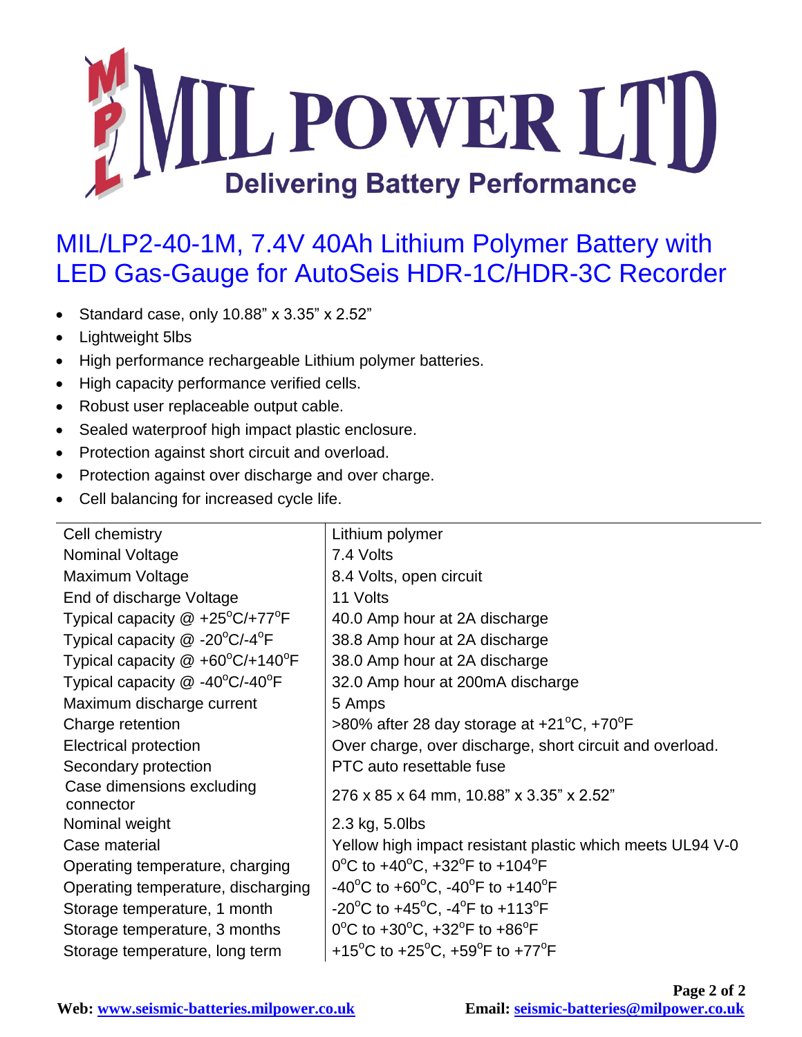# MIL POWER LTD

**Delivering Battery Performance**

## MIL/LP2-40-1M, 7.4V 40Ah Lithium Polymer Battery with LED Gas-Gauge for AutoSeis HDR-1C/HDR-3C Recorder

- Standard case, only 10.88" x 3.35" x 2.52"
- Lightweight 5lbs
- High performance rechargeable Lithium polymer batteries.
- High capacity performance verified cells.
- Robust user replaceable output cable.
- Sealed waterproof high impact plastic enclosure.
- Protection against short circuit and overload.
- Protection against over discharge and over charge.
- Cell balancing for increased cycle life.

| | |
|---|---|
| Cell chemistry | Lithium polymer |
| Nominal Voltage | 7.4 Volts |
| Maximum Voltage | 8.4 Volts, open circuit |
| End of discharge Voltage | 11 Volts |
| Typical capacity @ +25°C/+77°F | 40.0 Amp hour at 2A discharge |
| Typical capacity @ -20°C/-4°F | 38.8 Amp hour at 2A discharge |
| Typical capacity @ +60°C/+140°F | 38.0 Amp hour at 2A discharge |
| Typical capacity @ -40°C/-40°F | 32.0 Amp hour at 200mA discharge |
| Maximum discharge current | 5 Amps |
| Charge retention | >80% after 28 day storage at +21°C, +70°F |
| Electrical protection | Over charge, over discharge, short circuit and overload. |
| Secondary protection | PTC auto resettable fuse |
| Case dimensions excluding connector | 276 x 85 x 64 mm, 10.88" x 3.35" x 2.52" |
| Nominal weight | 2.3 kg, 5.0lbs |
| Case material | Yellow high impact resistant plastic which meets UL94 V-0 |
| Operating temperature, charging | 0°C to +40°C, +32°F to +104°F |
| Operating temperature, discharging | -40°C to +60°C, -40°F to +140°F |
| Storage temperature, 1 month | -20°C to +45°C, -4°F to +113°F |
| Storage temperature, 3 months | 0°C to +30°C, +32°F to +86°F |
| Storage temperature, long term | +15°C to +25°C, +59°F to +77°F |

**Web:** [www.seismic-batteries.milpower.co.uk](http://www.seismic-batteries.milpower.co.uk) **Email:** [seismic-batteries@milpower.co.uk](mailto:seismic-batteries@milpower.co.uk)